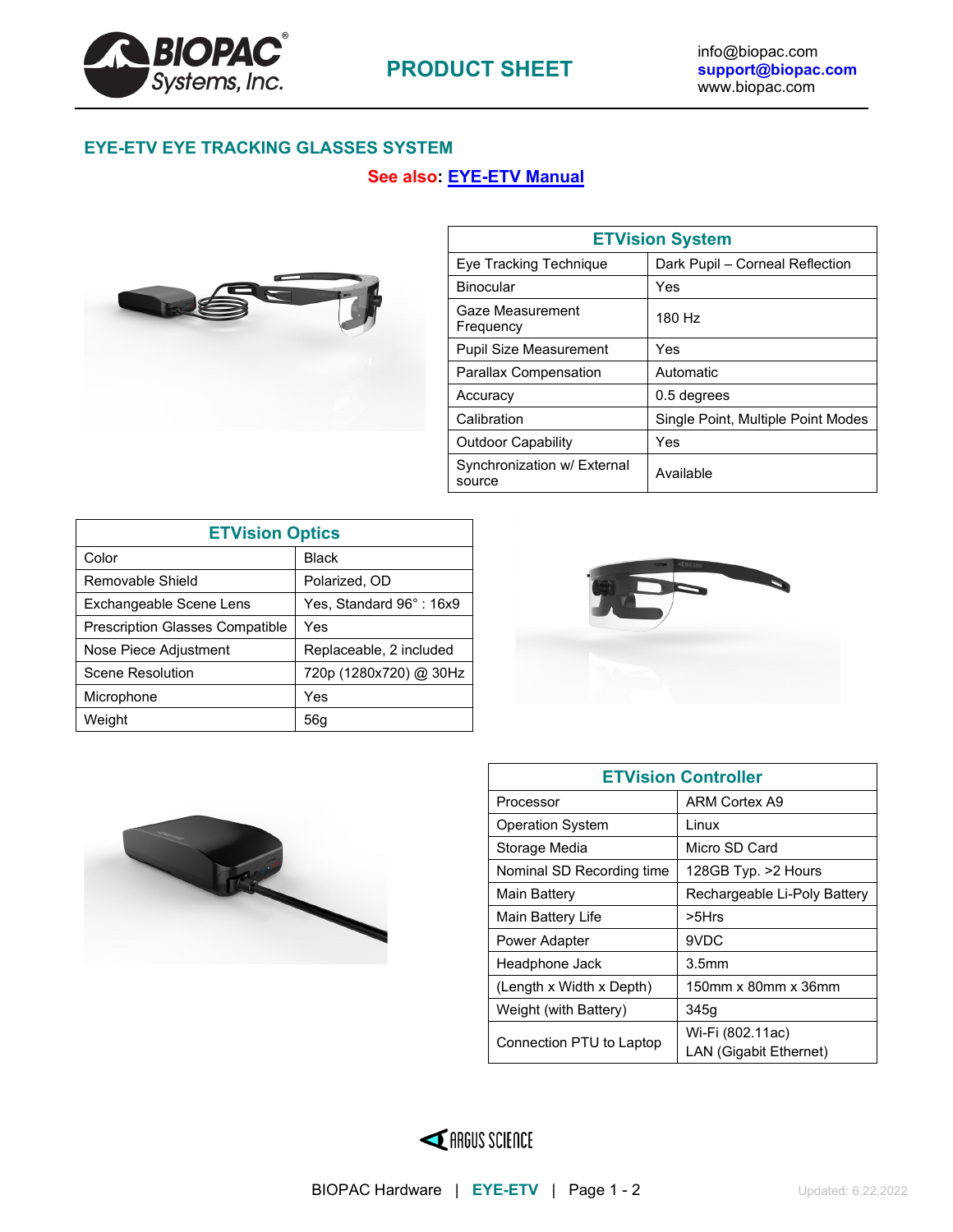PRODUCT SHEET

info@biopac.com
**support@biopac.com**
www.biopac.com

## EYE-ETV EYE TRACKING GLASSES SYSTEM

**See also: EYE-ETV Manual**

| ETVision System | |
|---|---|
| Eye Tracking Technique | Dark Pupil – Corneal Reflection |
| Binocular | Yes |
| Gaze Measurement Frequency | 180 Hz |
| Pupil Size Measurement | Yes |
| Parallax Compensation | Automatic |
| Accuracy | 0.5 degrees |
| Calibration | Single Point, Multiple Point Modes |
| Outdoor Capability | Yes |
| Synchronization w/ External source | Available |

| ETVision Optics | |
|---|---|
| Color | Black |
| Removable Shield | Polarized, OD |
| Exchangeable Scene Lens | Yes, Standard 96° : 16x9 |
| Prescription Glasses Compatible | Yes |
| Nose Piece Adjustment | Replaceable, 2 included |
| Scene Resolution | 720p (1280x720) @ 30Hz |
| Microphone | Yes |
| Weight | 56g |

| ETVision Controller | |
|---|---|
| Processor | ARM Cortex A9 |
| Operation System | Linux |
| Storage Media | Micro SD Card |
| Nominal SD Recording time | 128GB Typ. >2 Hours |
| Main Battery | Rechargeable Li-Poly Battery |
| Main Battery Life | >5Hrs |
| Power Adapter | 9VDC |
| Headphone Jack | 3.5mm |
| (Length x Width x Depth) | 150mm x 80mm x 36mm |
| Weight (with Battery) | 345g |
| Connection PTU to Laptop | Wi-Fi (802.11ac) LAN (Gigabit Ethernet) |

ARGUS SCIENCE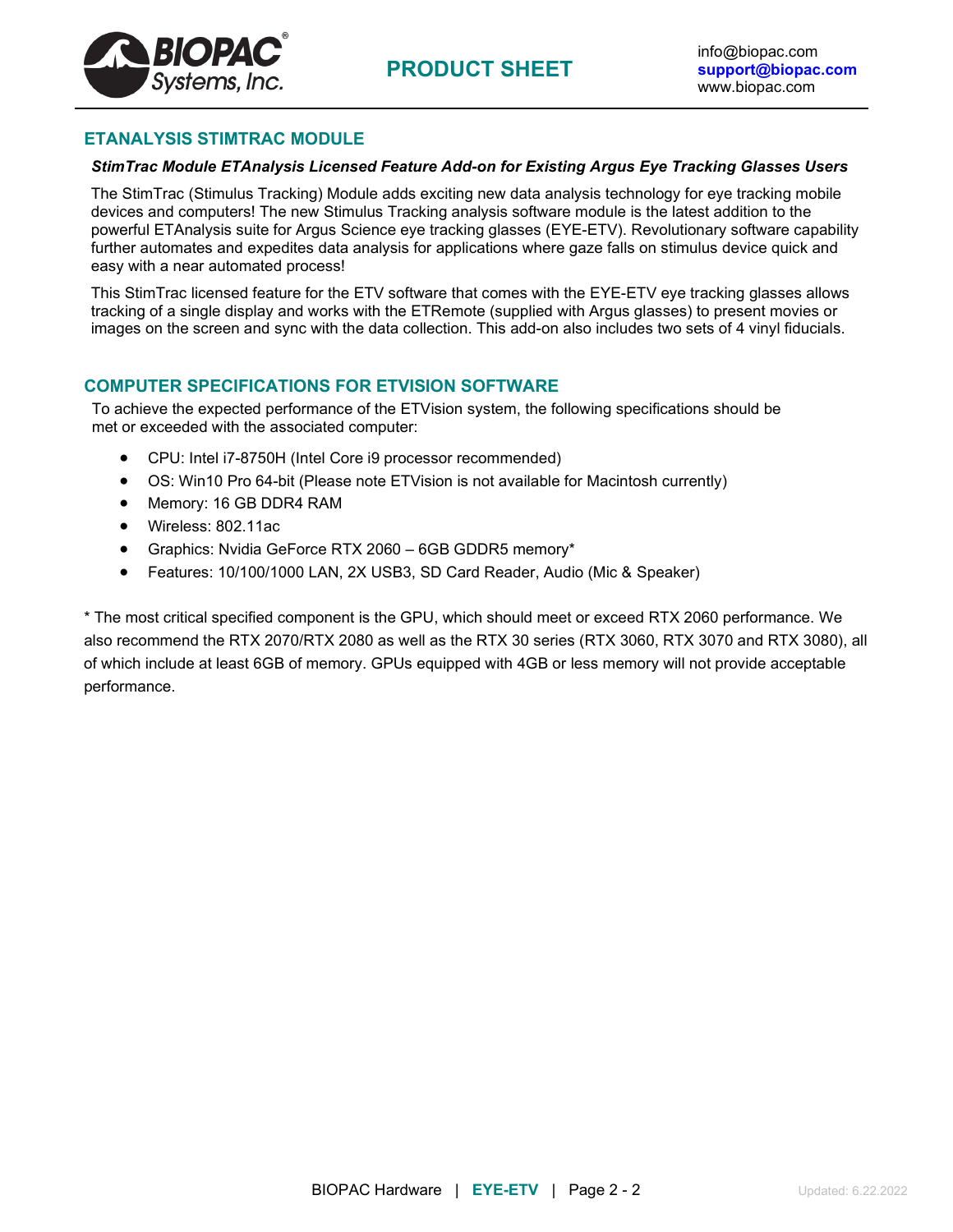## ETANALYSIS STIMTRAC MODULE

***StimTrac Module ETAnalysis Licensed Feature Add-on for Existing Argus Eye Tracking Glasses Users***

The StimTrac (Stimulus Tracking) Module adds exciting new data analysis technology for eye tracking mobile devices and computers! The new Stimulus Tracking analysis software module is the latest addition to the powerful ETAnalysis suite for Argus Science eye tracking glasses (EYE-ETV). Revolutionary software capability further automates and expedites data analysis for applications where gaze falls on stimulus device quick and easy with a near automated process!

This StimTrac licensed feature for the ETV software that comes with the EYE-ETV eye tracking glasses allows tracking of a single display and works with the ETRemote (supplied with Argus glasses) to present movies or images on the screen and sync with the data collection. This add-on also includes two sets of 4 vinyl fiducials.

## COMPUTER SPECIFICATIONS FOR ETVISION SOFTWARE

To achieve the expected performance of the ETVision system, the following specifications should be met or exceeded with the associated computer:

- CPU: Intel i7-8750H (Intel Core i9 processor recommended)
- OS: Win10 Pro 64-bit (Please note ETVision is not available for Macintosh currently)
- Memory: 16 GB DDR4 RAM
- Wireless: 802.11ac
- Graphics: Nvidia GeForce RTX 2060 – 6GB GDDR5 memory*
- Features: 10/100/1000 LAN, 2X USB3, SD Card Reader, Audio (Mic & Speaker)

* The most critical specified component is the GPU, which should meet or exceed RTX 2060 performance. We also recommend the RTX 2070/RTX 2080 as well as the RTX 30 series (RTX 3060, RTX 3070 and RTX 3080), all of which include at least 6GB of memory. GPUs equipped with 4GB or less memory will not provide acceptable performance.